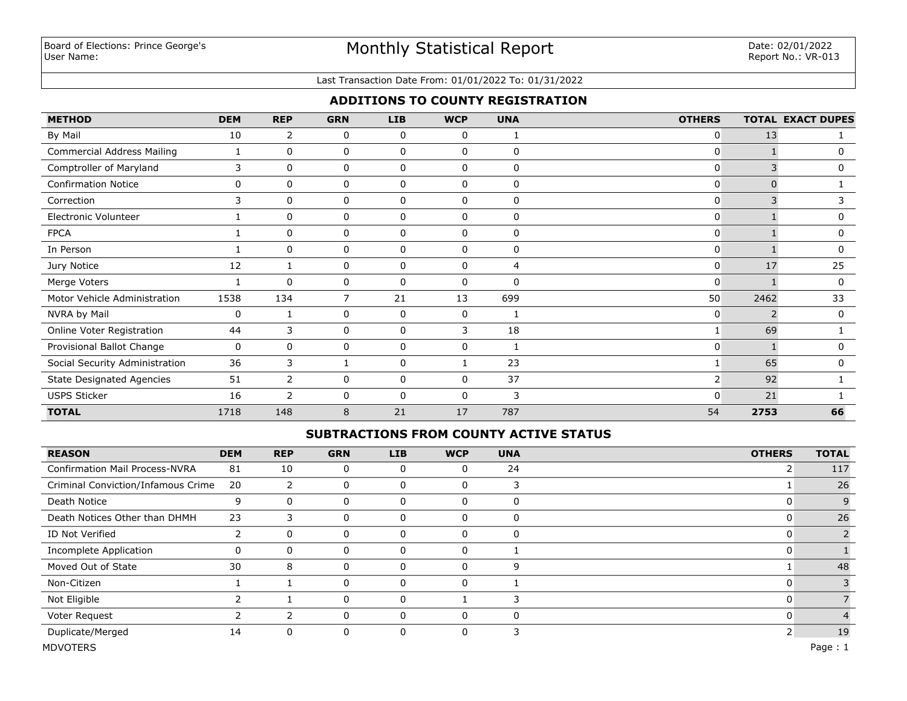Board of Elections: Prince George's
User Name:

# Monthly Statistical Report

Date: 02/01/2022
Report No.: VR-013

Last Transaction Date From: 01/01/2022 To: 01/31/2022

## ADDITIONS TO COUNTY REGISTRATION

| METHOD | DEM | REP | GRN | LIB | WCP | UNA | OTHERS | TOTAL | EXACT DUPES |
|---|---|---|---|---|---|---|---|---|---|
| By Mail | 10 | 2 | 0 | 0 | 0 | 1 | 0 | 13 | 1 |
| Commercial Address Mailing | 1 | 0 | 0 | 0 | 0 | 0 | 0 | 1 | 0 |
| Comptroller of Maryland | 3 | 0 | 0 | 0 | 0 | 0 | 0 | 3 | 0 |
| Confirmation Notice | 0 | 0 | 0 | 0 | 0 | 0 | 0 | 0 | 1 |
| Correction | 3 | 0 | 0 | 0 | 0 | 0 | 0 | 3 | 3 |
| Electronic Volunteer | 1 | 0 | 0 | 0 | 0 | 0 | 0 | 1 | 0 |
| FPCA | 1 | 0 | 0 | 0 | 0 | 0 | 0 | 1 | 0 |
| In Person | 1 | 0 | 0 | 0 | 0 | 0 | 0 | 1 | 0 |
| Jury Notice | 12 | 1 | 0 | 0 | 0 | 4 | 0 | 17 | 25 |
| Merge Voters | 1 | 0 | 0 | 0 | 0 | 0 | 0 | 1 | 0 |
| Motor Vehicle Administration | 1538 | 134 | 7 | 21 | 13 | 699 | 50 | 2462 | 33 |
| NVRA by Mail | 0 | 1 | 0 | 0 | 0 | 1 | 0 | 2 | 0 |
| Online Voter Registration | 44 | 3 | 0 | 0 | 3 | 18 | 1 | 69 | 1 |
| Provisional Ballot Change | 0 | 0 | 0 | 0 | 0 | 1 | 0 | 1 | 0 |
| Social Security Administration | 36 | 3 | 1 | 0 | 1 | 23 | 1 | 65 | 0 |
| State Designated Agencies | 51 | 2 | 0 | 0 | 0 | 37 | 2 | 92 | 1 |
| USPS Sticker | 16 | 2 | 0 | 0 | 0 | 3 | 0 | 21 | 1 |
| **TOTAL** | 1718 | 148 | 8 | 21 | 17 | 787 | 54 | **2753** | **66** |

## SUBTRACTIONS FROM COUNTY ACTIVE STATUS

| REASON | DEM | REP | GRN | LIB | WCP | UNA | OTHERS | TOTAL |
|---|---|---|---|---|---|---|---|---|
| Confirmation Mail Process-NVRA | 81 | 10 | 0 | 0 | 0 | 24 | 2 | 117 |
| Criminal Conviction/Infamous Crime | 20 | 2 | 0 | 0 | 0 | 3 | 1 | 26 |
| Death Notice | 9 | 0 | 0 | 0 | 0 | 0 | 0 | 9 |
| Death Notices Other than DHMH | 23 | 3 | 0 | 0 | 0 | 0 | 0 | 26 |
| ID Not Verified | 2 | 0 | 0 | 0 | 0 | 0 | 0 | 2 |
| Incomplete Application | 0 | 0 | 0 | 0 | 0 | 1 | 0 | 1 |
| Moved Out of State | 30 | 8 | 0 | 0 | 0 | 9 | 1 | 48 |
| Non-Citizen | 1 | 1 | 0 | 0 | 0 | 1 | 0 | 3 |
| Not Eligible | 2 | 1 | 0 | 0 | 1 | 3 | 0 | 7 |
| Voter Request | 2 | 2 | 0 | 0 | 0 | 0 | 0 | 4 |
| Duplicate/Merged | 14 | 0 | 0 | 0 | 0 | 3 | 2 | 19 |

MDVOTERS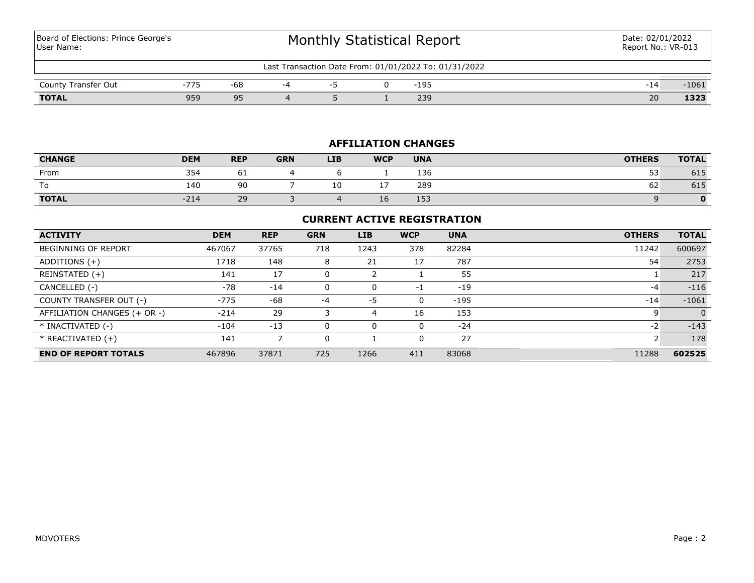| Board of Elections: Prince George's User Name: | Monthly Statistical Report | Date: 02/01/2022 Report No.: VR-013 |
|---|---|---|

Last Transaction Date From: 01/01/2022 To: 01/31/2022

| | | | | | | | | |
|---|---|---|---|---|---|---|---|---|
| County Transfer Out | -775 | -68 | -4 | -5 | 0 | -195 | -14 | -1061 |
| **TOTAL** | 959 | 95 | 4 | 5 | 1 | 239 | 20 | **1323** |

## AFFILIATION CHANGES

| CHANGE | DEM | REP | GRN | LIB | WCP | UNA | OTHERS | TOTAL |
|---|---|---|---|---|---|---|---|---|
| From | 354 | 61 | 4 | 6 | 1 | 136 | 53 | 615 |
| To | 140 | 90 | 7 | 10 | 17 | 289 | 62 | 615 |
| **TOTAL** | -214 | 29 | 3 | 4 | 16 | 153 | 9 | **0** |

## CURRENT ACTIVE REGISTRATION

| ACTIVITY | DEM | REP | GRN | LIB | WCP | UNA | OTHERS | TOTAL |
|---|---|---|---|---|---|---|---|---|
| BEGINNING OF REPORT | 467067 | 37765 | 718 | 1243 | 378 | 82284 | 11242 | 600697 |
| ADDITIONS (+) | 1718 | 148 | 8 | 21 | 17 | 787 | 54 | 2753 |
| REINSTATED (+) | 141 | 17 | 0 | 2 | 1 | 55 | 1 | 217 |
| CANCELLED (-) | -78 | -14 | 0 | 0 | -1 | -19 | -4 | -116 |
| COUNTY TRANSFER OUT (-) | -775 | -68 | -4 | -5 | 0 | -195 | -14 | -1061 |
| AFFILIATION CHANGES (+ OR -) | -214 | 29 | 3 | 4 | 16 | 153 | 9 | 0 |
| * INACTIVATED (-) | -104 | -13 | 0 | 0 | 0 | -24 | -2 | -143 |
| * REACTIVATED (+) | 141 | 7 | 0 | 1 | 0 | 27 | 2 | 178 |
| **END OF REPORT TOTALS** | 467896 | 37871 | 725 | 1266 | 411 | 83068 | 11288 | **602525** |

MDVOTERS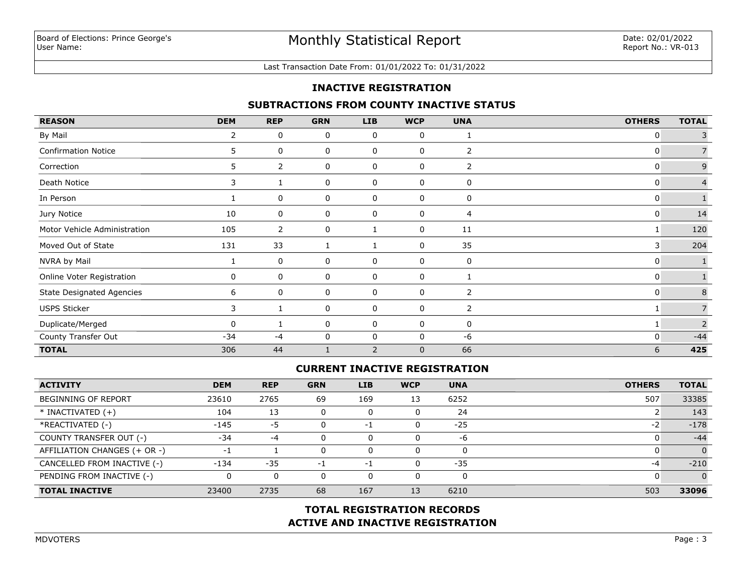Board of Elections: Prince George's
User Name:

# Monthly Statistical Report

Date: 02/01/2022
Report No.: VR-013

Last Transaction Date From: 01/01/2022 To: 01/31/2022

## INACTIVE REGISTRATION

### SUBTRACTIONS FROM COUNTY INACTIVE STATUS

| REASON | DEM | REP | GRN | LIB | WCP | UNA | OTHERS | TOTAL |
|---|---|---|---|---|---|---|---|---|
| By Mail | 2 | 0 | 0 | 0 | 0 | 1 | 0 | 3 |
| Confirmation Notice | 5 | 0 | 0 | 0 | 0 | 2 | 0 | 7 |
| Correction | 5 | 2 | 0 | 0 | 0 | 2 | 0 | 9 |
| Death Notice | 3 | 1 | 0 | 0 | 0 | 0 | 0 | 4 |
| In Person | 1 | 0 | 0 | 0 | 0 | 0 | 0 | 1 |
| Jury Notice | 10 | 0 | 0 | 0 | 0 | 4 | 0 | 14 |
| Motor Vehicle Administration | 105 | 2 | 0 | 1 | 0 | 11 | 1 | 120 |
| Moved Out of State | 131 | 33 | 1 | 1 | 0 | 35 | 3 | 204 |
| NVRA by Mail | 1 | 0 | 0 | 0 | 0 | 0 | 0 | 1 |
| Online Voter Registration | 0 | 0 | 0 | 0 | 0 | 1 | 0 | 1 |
| State Designated Agencies | 6 | 0 | 0 | 0 | 0 | 2 | 0 | 8 |
| USPS Sticker | 3 | 1 | 0 | 0 | 0 | 2 | 1 | 7 |
| Duplicate/Merged | 0 | 1 | 0 | 0 | 0 | 0 | 1 | 2 |
| County Transfer Out | -34 | -4 | 0 | 0 | 0 | -6 | 0 | -44 |
| **TOTAL** | 306 | 44 | 1 | 2 | 0 | 66 | 6 | **425** |

### CURRENT INACTIVE REGISTRATION

| ACTIVITY | DEM | REP | GRN | LIB | WCP | UNA | OTHERS | TOTAL |
|---|---|---|---|---|---|---|---|---|
| BEGINNING OF REPORT | 23610 | 2765 | 69 | 169 | 13 | 6252 | 507 | 33385 |
| * INACTIVATED (+) | 104 | 13 | 0 | 0 | 0 | 24 | 2 | 143 |
| *REACTIVATED (-) | -145 | -5 | 0 | -1 | 0 | -25 | -2 | -178 |
| COUNTY TRANSFER OUT (-) | -34 | -4 | 0 | 0 | 0 | -6 | 0 | -44 |
| AFFILIATION CHANGES (+ OR -) | -1 | 1 | 0 | 0 | 0 | 0 | 0 | 0 |
| CANCELLED FROM INACTIVE (-) | -134 | -35 | -1 | -1 | 0 | -35 | -4 | -210 |
| PENDING FROM INACTIVE (-) | 0 | 0 | 0 | 0 | 0 | 0 | 0 | 0 |
| **TOTAL INACTIVE** | 23400 | 2735 | 68 | 167 | 13 | 6210 | 503 | **33096** |

## TOTAL REGISTRATION RECORDS
## ACTIVE AND INACTIVE REGISTRATION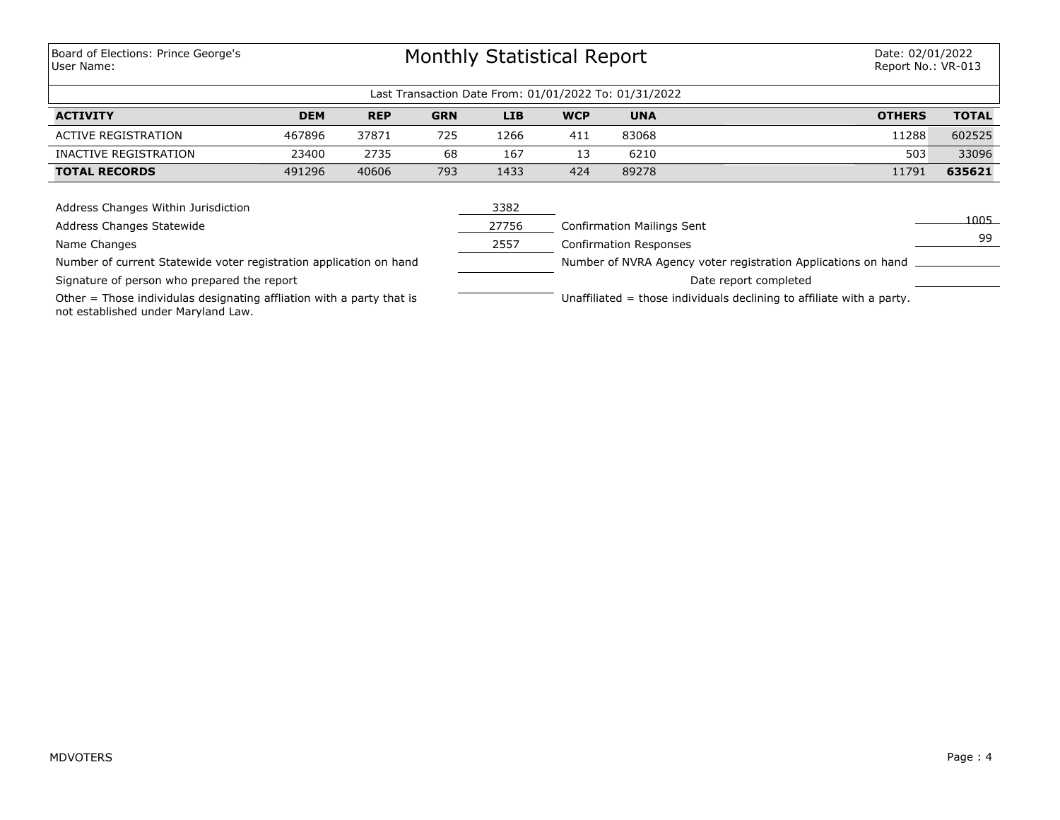Board of Elections: Prince George's
User Name:

# Monthly Statistical Report

Date: 02/01/2022
Report No.: VR-013

Last Transaction Date From: 01/01/2022 To: 01/31/2022

| ACTIVITY | DEM | REP | GRN | LIB | WCP | UNA | OTHERS | TOTAL |
|---|---|---|---|---|---|---|---|---|
| ACTIVE REGISTRATION | 467896 | 37871 | 725 | 1266 | 411 | 83068 | 11288 | 602525 |
| INACTIVE REGISTRATION | 23400 | 2735 | 68 | 167 | 13 | 6210 | 503 | 33096 |
| **TOTAL RECORDS** | 491296 | 40606 | 793 | 1433 | 424 | 89278 | 11791 | **635621** |

Address Changes Within Jurisdiction: 3382

Address Changes Statewide: 27756

Name Changes: 2557

Number of current Statewide voter registration application on hand: 

Signature of person who prepared the report: 

Confirmation Mailings Sent: 1005

Confirmation Responses: 99

Number of NVRA Agency voter registration Applications on hand: 

Date report completed: 

Other = Those individulas designating affliation with a party that is not established under Maryland Law.

Unaffiliated = those individuals declining to affiliate with a party.

MDVOTERS